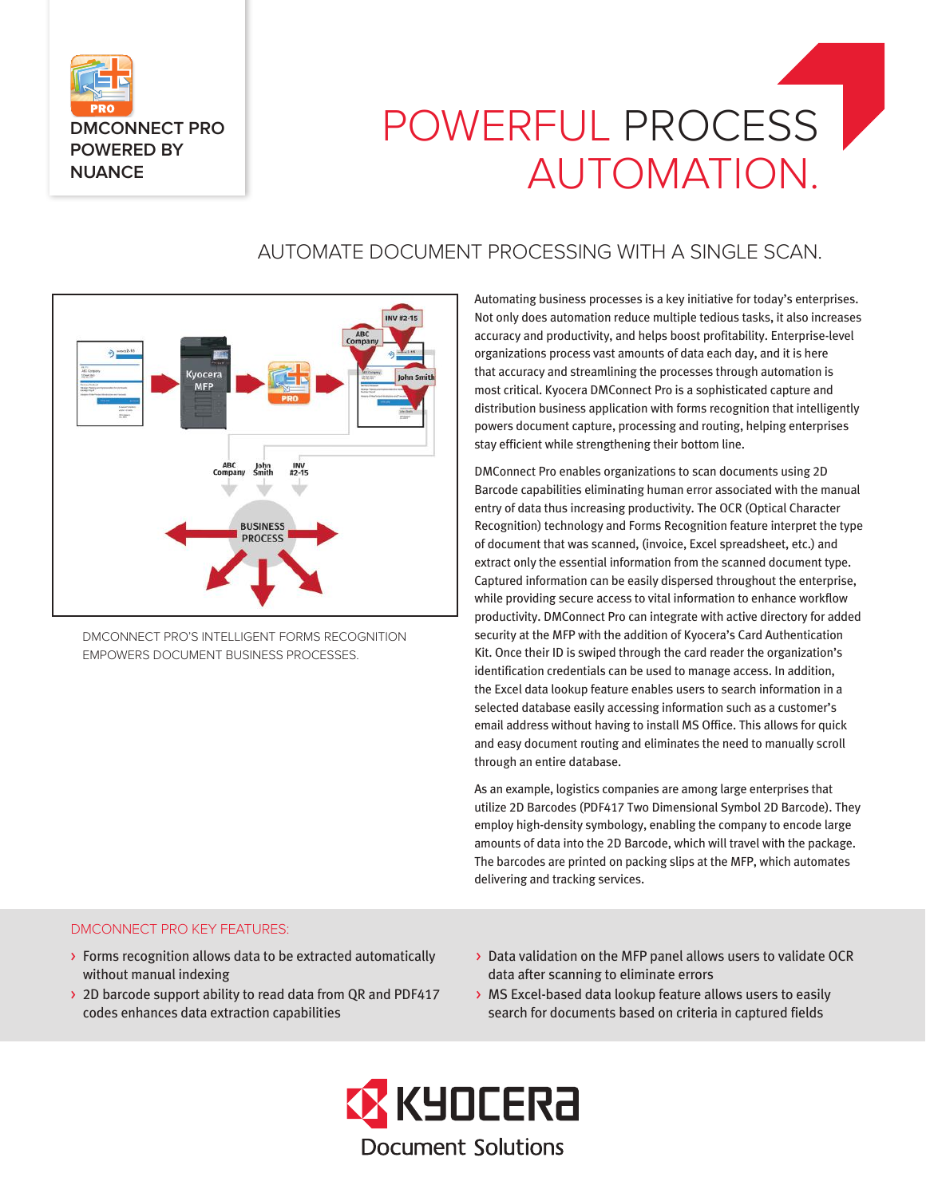DMCONNECT PRO POWERED BY NUANCE

# POWERFUL PROCESS AUTOMATION.

## AUTOMATE DOCUMENT PROCESSING WITH A SINGLE SCAN.

DMCONNECT PRO'S INTELLIGENT FORMS RECOGNITION EMPOWERS DOCUMENT BUSINESS PROCESSES.

Automating business processes is a key initiative for today's enterprises. Not only does automation reduce multiple tedious tasks, it also increases accuracy and productivity, and helps boost profitability. Enterprise-level organizations process vast amounts of data each day, and it is here that accuracy and streamlining the processes through automation is most critical. Kyocera DMConnect Pro is a sophisticated capture and distribution business application with forms recognition that intelligently powers document capture, processing and routing, helping enterprises stay efficient while strengthening their bottom line.

DMConnect Pro enables organizations to scan documents using 2D Barcode capabilities eliminating human error associated with the manual entry of data thus increasing productivity. The OCR (Optical Character Recognition) technology and Forms Recognition feature interpret the type of document that was scanned, (invoice, Excel spreadsheet, etc.) and extract only the essential information from the scanned document type. Captured information can be easily dispersed throughout the enterprise, while providing secure access to vital information to enhance workflow productivity. DMConnect Pro can integrate with active directory for added security at the MFP with the addition of Kyocera's Card Authentication Kit. Once their ID is swiped through the card reader the organization's identification credentials can be used to manage access. In addition, the Excel data lookup feature enables users to search information in a selected database easily accessing information such as a customer's email address without having to install MS Office. This allows for quick and easy document routing and eliminates the need to manually scroll through an entire database.

As an example, logistics companies are among large enterprises that utilize 2D Barcodes (PDF417 Two Dimensional Symbol 2D Barcode). They employ high-density symbology, enabling the company to encode large amounts of data into the 2D Barcode, which will travel with the package. The barcodes are printed on packing slips at the MFP, which automates delivering and tracking services.

### DMCONNECT PRO KEY FEATURES:

- Forms recognition allows data to be extracted automatically without manual indexing
- 2D barcode support ability to read data from QR and PDF417 codes enhances data extraction capabilities
- Data validation on the MFP panel allows users to validate OCR data after scanning to eliminate errors
- MS Excel-based data lookup feature allows users to easily search for documents based on criteria in captured fields

KYOCERA Document Solutions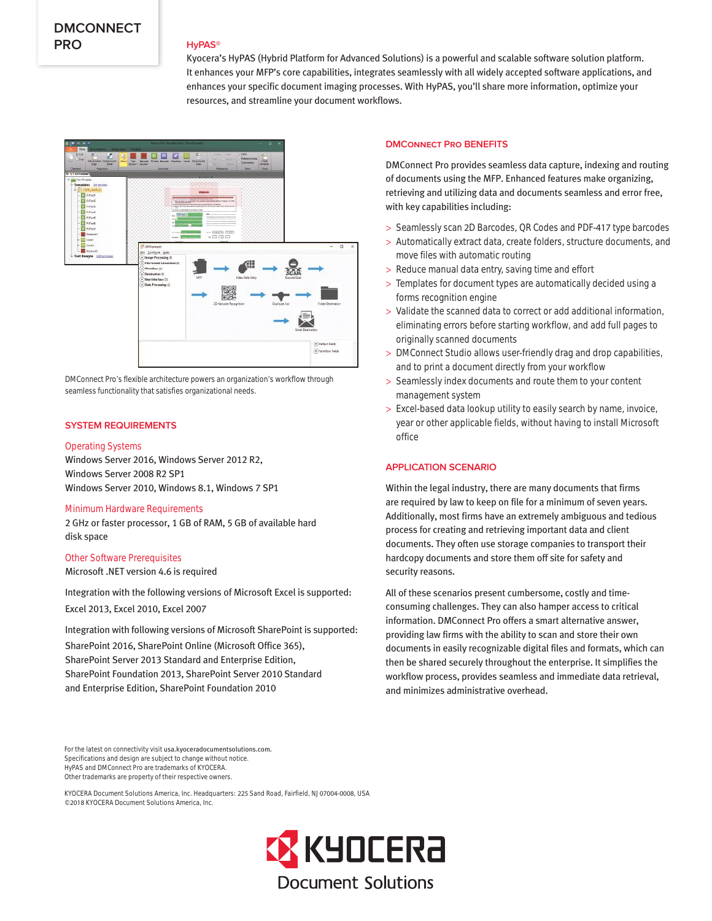DMCONNECT PRO

## HyPAS®

Kyocera's HyPAS (Hybrid Platform for Advanced Solutions) is a powerful and scalable software solution platform. It enhances your MFP's core capabilities, integrates seamlessly with all widely accepted software applications, and enhances your specific document imaging processes. With HyPAS, you'll share more information, optimize your resources, and streamline your document workflows.

DMConnect Pro's flexible architecture powers an organization's workflow through seamless functionality that satisfies organizational needs.

## SYSTEM REQUIREMENTS

### Operating Systems

Windows Server 2016, Windows Server 2012 R2, Windows Server 2008 R2 SP1
Windows Server 2010, Windows 8.1, Windows 7 SP1

### Minimum Hardware Requirements

2 GHz or faster processor, 1 GB of RAM, 5 GB of available hard disk space

### Other Software Prerequisites

Microsoft .NET version 4.6 is required

Integration with the following versions of Microsoft Excel is supported:

Excel 2013, Excel 2010, Excel 2007

Integration with following versions of Microsoft SharePoint is supported:

SharePoint 2016, SharePoint Online (Microsoft Office 365), SharePoint Server 2013 Standard and Enterprise Edition, SharePoint Foundation 2013, SharePoint Server 2010 Standard and Enterprise Edition, SharePoint Foundation 2010

## DMCONNECT PRO BENEFITS

DMConnect Pro provides seamless data capture, indexing and routing of documents using the MFP. Enhanced features make organizing, retrieving and utilizing data and documents seamless and error free, with key capabilities including:

- Seamlessly scan 2D Barcodes, QR Codes and PDF-417 type barcodes
- Automatically extract data, create folders, structure documents, and move files with automatic routing
- Reduce manual data entry, saving time and effort
- Templates for document types are automatically decided using a forms recognition engine
- Validate the scanned data to correct or add additional information, eliminating errors before starting workflow, and add full pages to originally scanned documents
- DMConnect Studio allows user-friendly drag and drop capabilities, and to print a document directly from your workflow
- Seamlessly index documents and route them to your content management system
- Excel-based data lookup utility to easily search by name, invoice, year or other applicable fields, without having to install Microsoft office

## APPLICATION SCENARIO

Within the legal industry, there are many documents that firms are required by law to keep on file for a minimum of seven years. Additionally, most firms have an extremely ambiguous and tedious process for creating and retrieving important data and client documents. They often use storage companies to transport their hardcopy documents and store them off site for safety and security reasons.

All of these scenarios present cumbersome, costly and time-consuming challenges. They can also hamper access to critical information. DMConnect Pro offers a smart alternative answer, providing law firms with the ability to scan and store their own documents in easily recognizable digital files and formats, which can then be shared securely throughout the enterprise. It simplifies the workflow process, provides seamless and immediate data retrieval, and minimizes administrative overhead.

For the latest on connectivity visit usa.kyoceradocumentsolutions.com.
Specifications and design are subject to change without notice.
HyPAS and DMConnect Pro are trademarks of KYOCERA.
Other trademarks are property of their respective owners.

KYOCERA Document Solutions America, Inc. Headquarters: 225 Sand Road, Fairfield, NJ 07004-0008, USA
©2018 KYOCERA Document Solutions America, Inc.

KYOCERA Document Solutions